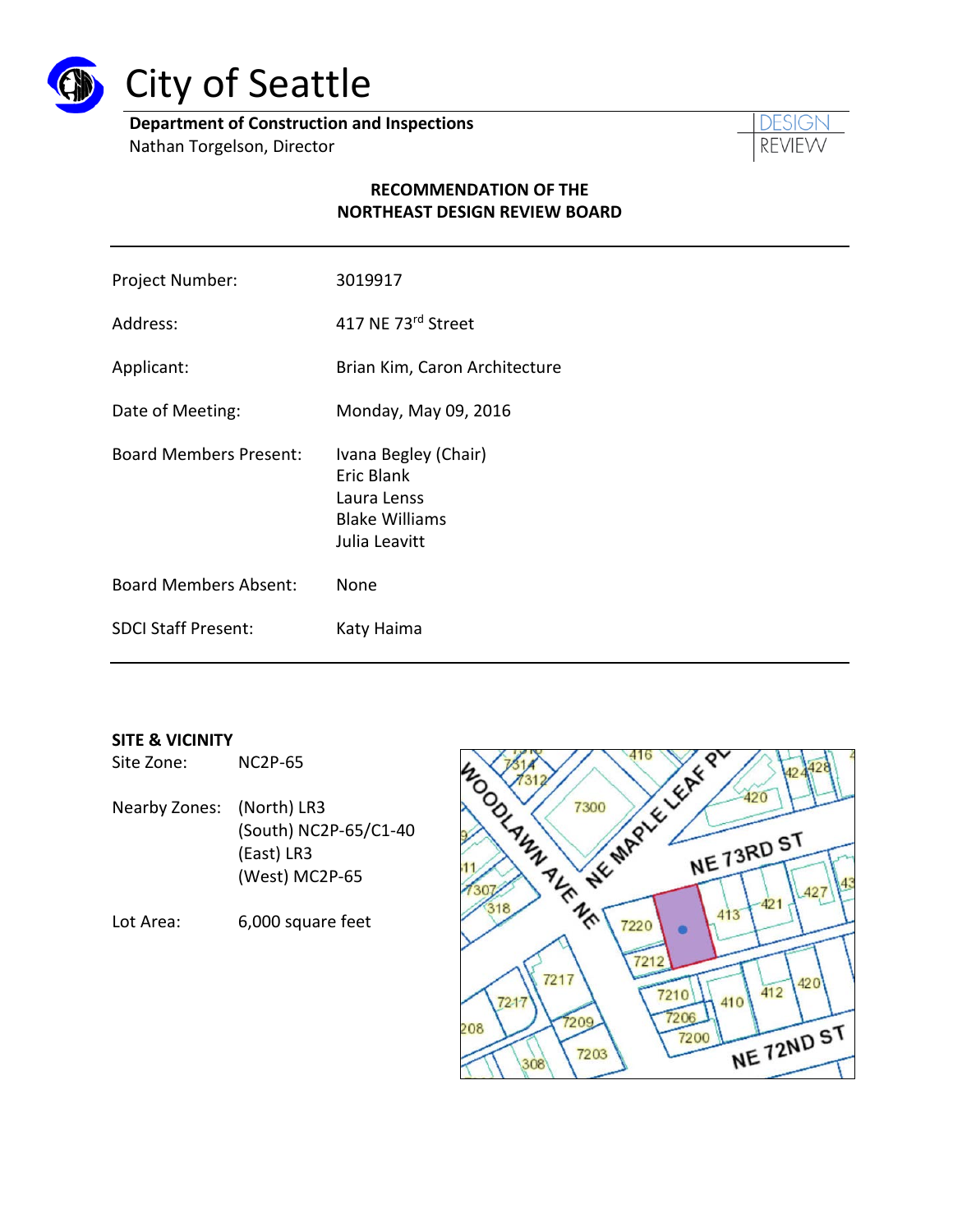# City of Seattle

**Department of Construction and Inspections**
Nathan Torgelson, Director

DESIGN REVIEW

**RECOMMENDATION OF THE NORTHEAST DESIGN REVIEW BOARD**

| | |
|---|---|
| Project Number: | 3019917 |
| Address: | 417 NE 73rd Street |
| Applicant: | Brian Kim, Caron Architecture |
| Date of Meeting: | Monday, May 09, 2016 |
| Board Members Present: | Ivana Begley (Chair)<br>Eric Blank<br>Laura Lenss<br>Blake Williams<br>Julia Leavitt |
| Board Members Absent: | None |
| SDCI Staff Present: | Katy Haima |

**SITE & VICINITY**

Site Zone: NC2P-65

Nearby Zones: (North) LR3
(South) NC2P-65/C1-40
(East) LR3
(West) MC2P-65

Lot Area: 6,000 square feet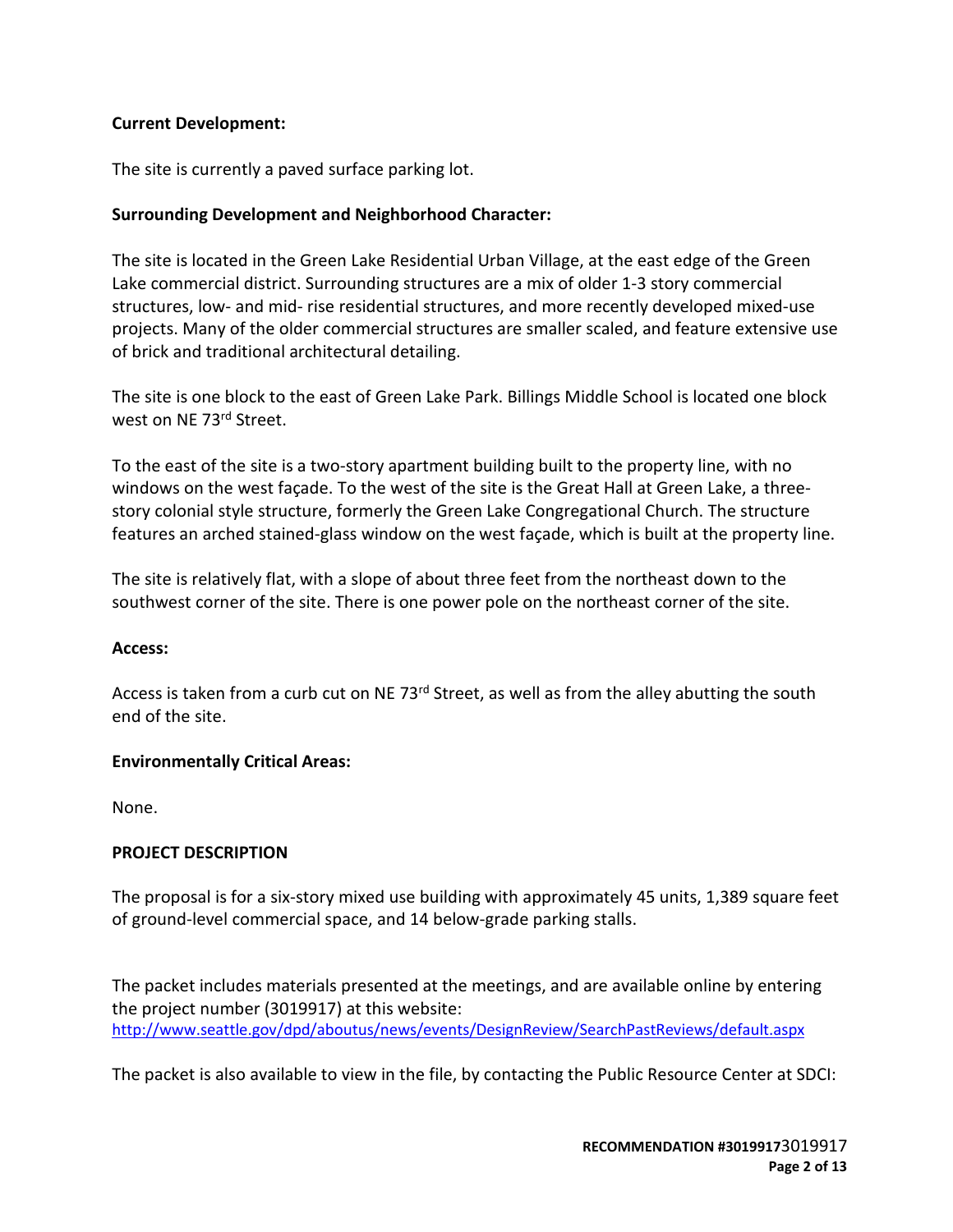**Current Development:**

The site is currently a paved surface parking lot.

**Surrounding Development and Neighborhood Character:**

The site is located in the Green Lake Residential Urban Village, at the east edge of the Green Lake commercial district. Surrounding structures are a mix of older 1-3 story commercial structures, low- and mid- rise residential structures, and more recently developed mixed-use projects. Many of the older commercial structures are smaller scaled, and feature extensive use of brick and traditional architectural detailing.

The site is one block to the east of Green Lake Park. Billings Middle School is located one block west on NE 73rd Street.

To the east of the site is a two-story apartment building built to the property line, with no windows on the west façade. To the west of the site is the Great Hall at Green Lake, a three-story colonial style structure, formerly the Green Lake Congregational Church. The structure features an arched stained-glass window on the west façade, which is built at the property line.

The site is relatively flat, with a slope of about three feet from the northeast down to the southwest corner of the site. There is one power pole on the northeast corner of the site.

**Access:**

Access is taken from a curb cut on NE 73rd Street, as well as from the alley abutting the south end of the site.

**Environmentally Critical Areas:**

None.

**PROJECT DESCRIPTION**

The proposal is for a six-story mixed use building with approximately 45 units, 1,389 square feet of ground-level commercial space, and 14 below-grade parking stalls.

The packet includes materials presented at the meetings, and are available online by entering the project number (3019917) at this website:
http://www.seattle.gov/dpd/aboutus/news/events/DesignReview/SearchPastReviews/default.aspx

The packet is also available to view in the file, by contacting the Public Resource Center at SDCI: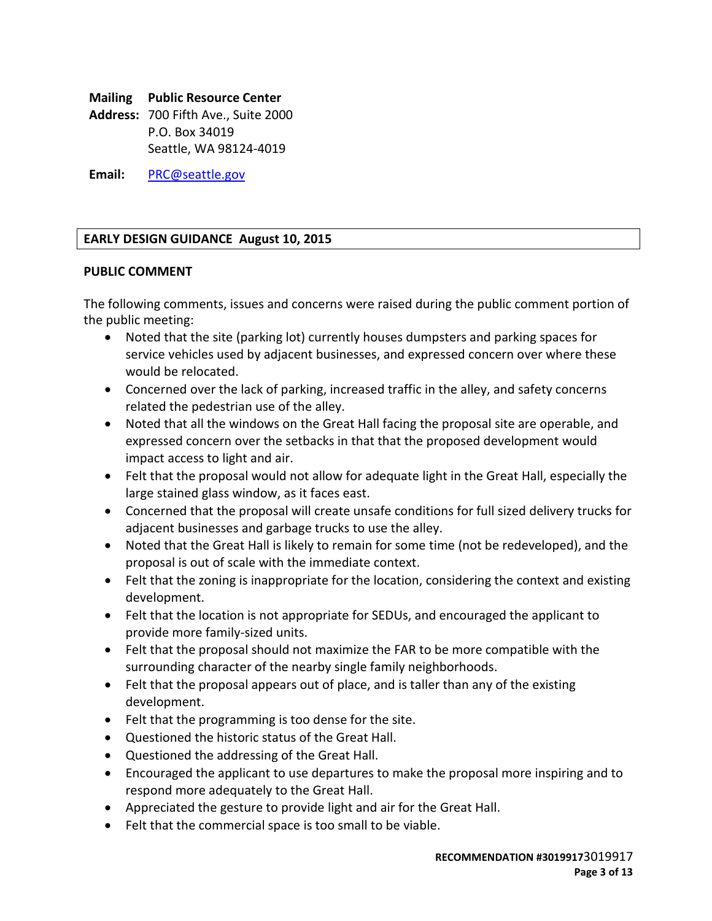**Mailing Address:** **Public Resource Center**
700 Fifth Ave., Suite 2000
P.O. Box 34019
Seattle, WA 98124-4019

**Email:** PRC@seattle.gov

## EARLY DESIGN GUIDANCE August 10, 2015

### PUBLIC COMMENT

The following comments, issues and concerns were raised during the public comment portion of the public meeting:

- Noted that the site (parking lot) currently houses dumpsters and parking spaces for service vehicles used by adjacent businesses, and expressed concern over where these would be relocated.
- Concerned over the lack of parking, increased traffic in the alley, and safety concerns related the pedestrian use of the alley.
- Noted that all the windows on the Great Hall facing the proposal site are operable, and expressed concern over the setbacks in that that the proposed development would impact access to light and air.
- Felt that the proposal would not allow for adequate light in the Great Hall, especially the large stained glass window, as it faces east.
- Concerned that the proposal will create unsafe conditions for full sized delivery trucks for adjacent businesses and garbage trucks to use the alley.
- Noted that the Great Hall is likely to remain for some time (not be redeveloped), and the proposal is out of scale with the immediate context.
- Felt that the zoning is inappropriate for the location, considering the context and existing development.
- Felt that the location is not appropriate for SEDUs, and encouraged the applicant to provide more family-sized units.
- Felt that the proposal should not maximize the FAR to be more compatible with the surrounding character of the nearby single family neighborhoods.
- Felt that the proposal appears out of place, and is taller than any of the existing development.
- Felt that the programming is too dense for the site.
- Questioned the historic status of the Great Hall.
- Questioned the addressing of the Great Hall.
- Encouraged the applicant to use departures to make the proposal more inspiring and to respond more adequately to the Great Hall.
- Appreciated the gesture to provide light and air for the Great Hall.
- Felt that the commercial space is too small to be viable.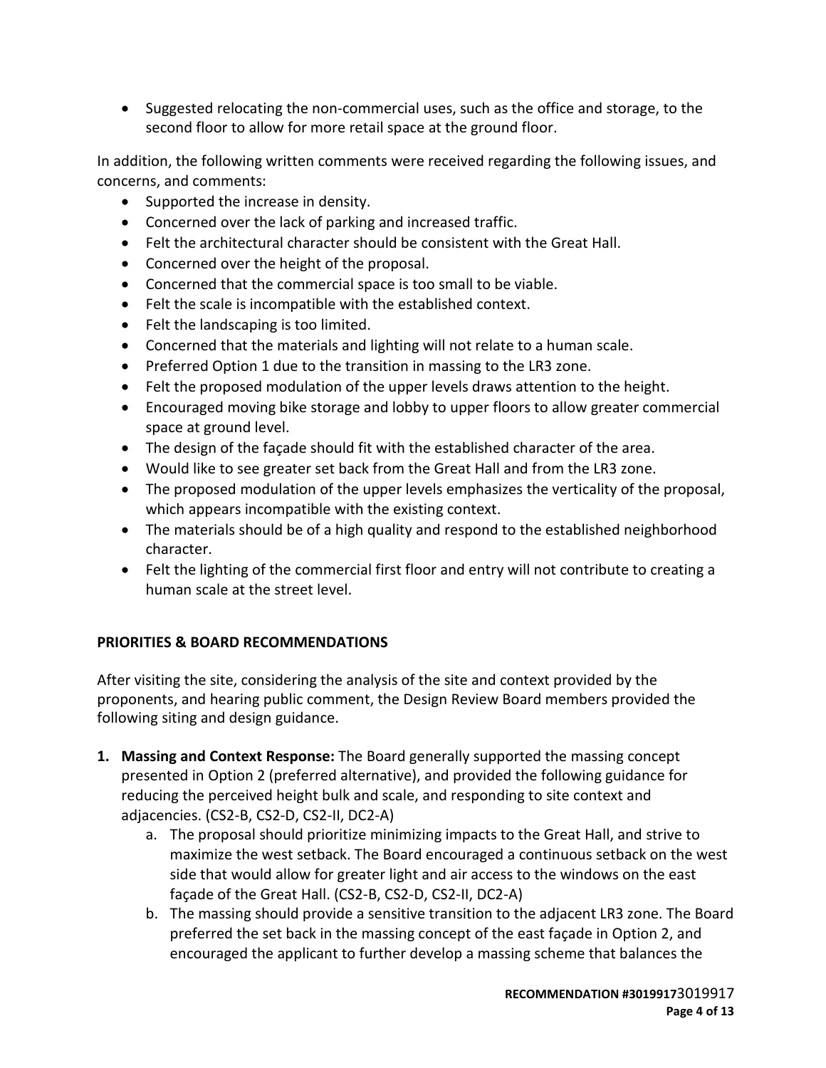- Suggested relocating the non-commercial uses, such as the office and storage, to the second floor to allow for more retail space at the ground floor.

In addition, the following written comments were received regarding the following issues, and concerns, and comments:

- Supported the increase in density.
- Concerned over the lack of parking and increased traffic.
- Felt the architectural character should be consistent with the Great Hall.
- Concerned over the height of the proposal.
- Concerned that the commercial space is too small to be viable.
- Felt the scale is incompatible with the established context.
- Felt the landscaping is too limited.
- Concerned that the materials and lighting will not relate to a human scale.
- Preferred Option 1 due to the transition in massing to the LR3 zone.
- Felt the proposed modulation of the upper levels draws attention to the height.
- Encouraged moving bike storage and lobby to upper floors to allow greater commercial space at ground level.
- The design of the façade should fit with the established character of the area.
- Would like to see greater set back from the Great Hall and from the LR3 zone.
- The proposed modulation of the upper levels emphasizes the verticality of the proposal, which appears incompatible with the existing context.
- The materials should be of a high quality and respond to the established neighborhood character.
- Felt the lighting of the commercial first floor and entry will not contribute to creating a human scale at the street level.

## PRIORITIES & BOARD RECOMMENDATIONS

After visiting the site, considering the analysis of the site and context provided by the proponents, and hearing public comment, the Design Review Board members provided the following siting and design guidance.

1. **Massing and Context Response:** The Board generally supported the massing concept presented in Option 2 (preferred alternative), and provided the following guidance for reducing the perceived height bulk and scale, and responding to site context and adjacencies. (CS2-B, CS2-D, CS2-II, DC2-A)
    a. The proposal should prioritize minimizing impacts to the Great Hall, and strive to maximize the west setback. The Board encouraged a continuous setback on the west side that would allow for greater light and air access to the windows on the east façade of the Great Hall. (CS2-B, CS2-D, CS2-II, DC2-A)
    b. The massing should provide a sensitive transition to the adjacent LR3 zone. The Board preferred the set back in the massing concept of the east façade in Option 2, and encouraged the applicant to further develop a massing scheme that balances the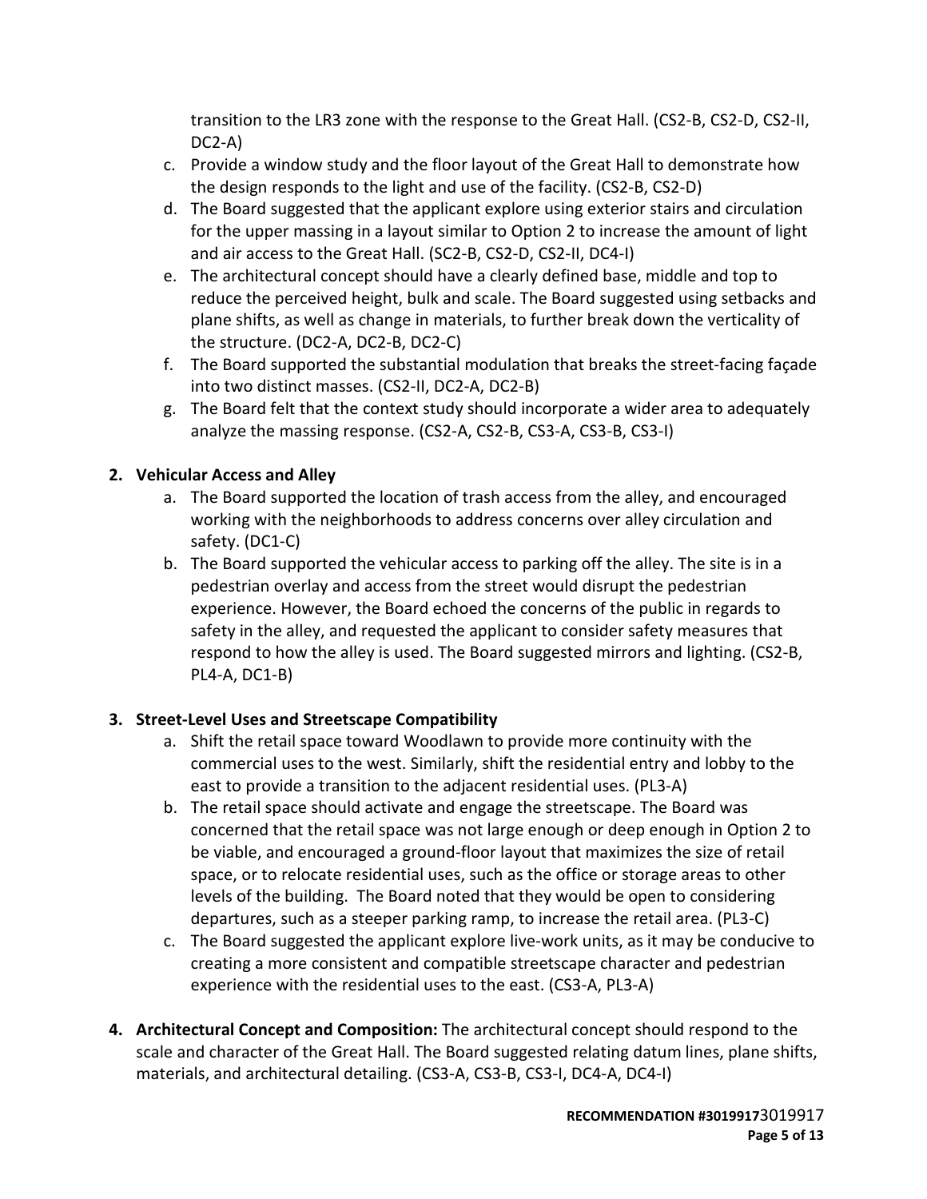transition to the LR3 zone with the response to the Great Hall. (CS2-B, CS2-D, CS2-II, DC2-A)

   c. Provide a window study and the floor layout of the Great Hall to demonstrate how the design responds to the light and use of the facility. (CS2-B, CS2-D)
   d. The Board suggested that the applicant explore using exterior stairs and circulation for the upper massing in a layout similar to Option 2 to increase the amount of light and air access to the Great Hall. (SC2-B, CS2-D, CS2-II, DC4-I)
   e. The architectural concept should have a clearly defined base, middle and top to reduce the perceived height, bulk and scale. The Board suggested using setbacks and plane shifts, as well as change in materials, to further break down the verticality of the structure. (DC2-A, DC2-B, DC2-C)
   f. The Board supported the substantial modulation that breaks the street-facing façade into two distinct masses. (CS2-II, DC2-A, DC2-B)
   g. The Board felt that the context study should incorporate a wider area to adequately analyze the massing response. (CS2-A, CS2-B, CS3-A, CS3-B, CS3-I)

2. **Vehicular Access and Alley**
   a. The Board supported the location of trash access from the alley, and encouraged working with the neighborhoods to address concerns over alley circulation and safety. (DC1-C)
   b. The Board supported the vehicular access to parking off the alley. The site is in a pedestrian overlay and access from the street would disrupt the pedestrian experience. However, the Board echoed the concerns of the public in regards to safety in the alley, and requested the applicant to consider safety measures that respond to how the alley is used. The Board suggested mirrors and lighting. (CS2-B, PL4-A, DC1-B)

3. **Street-Level Uses and Streetscape Compatibility**
   a. Shift the retail space toward Woodlawn to provide more continuity with the commercial uses to the west. Similarly, shift the residential entry and lobby to the east to provide a transition to the adjacent residential uses. (PL3-A)
   b. The retail space should activate and engage the streetscape. The Board was concerned that the retail space was not large enough or deep enough in Option 2 to be viable, and encouraged a ground-floor layout that maximizes the size of retail space, or to relocate residential uses, such as the office or storage areas to other levels of the building. The Board noted that they would be open to considering departures, such as a steeper parking ramp, to increase the retail area. (PL3-C)
   c. The Board suggested the applicant explore live-work units, as it may be conducive to creating a more consistent and compatible streetscape character and pedestrian experience with the residential uses to the east. (CS3-A, PL3-A)

4. **Architectural Concept and Composition:** The architectural concept should respond to the scale and character of the Great Hall. The Board suggested relating datum lines, plane shifts, materials, and architectural detailing. (CS3-A, CS3-B, CS3-I, DC4-A, DC4-I)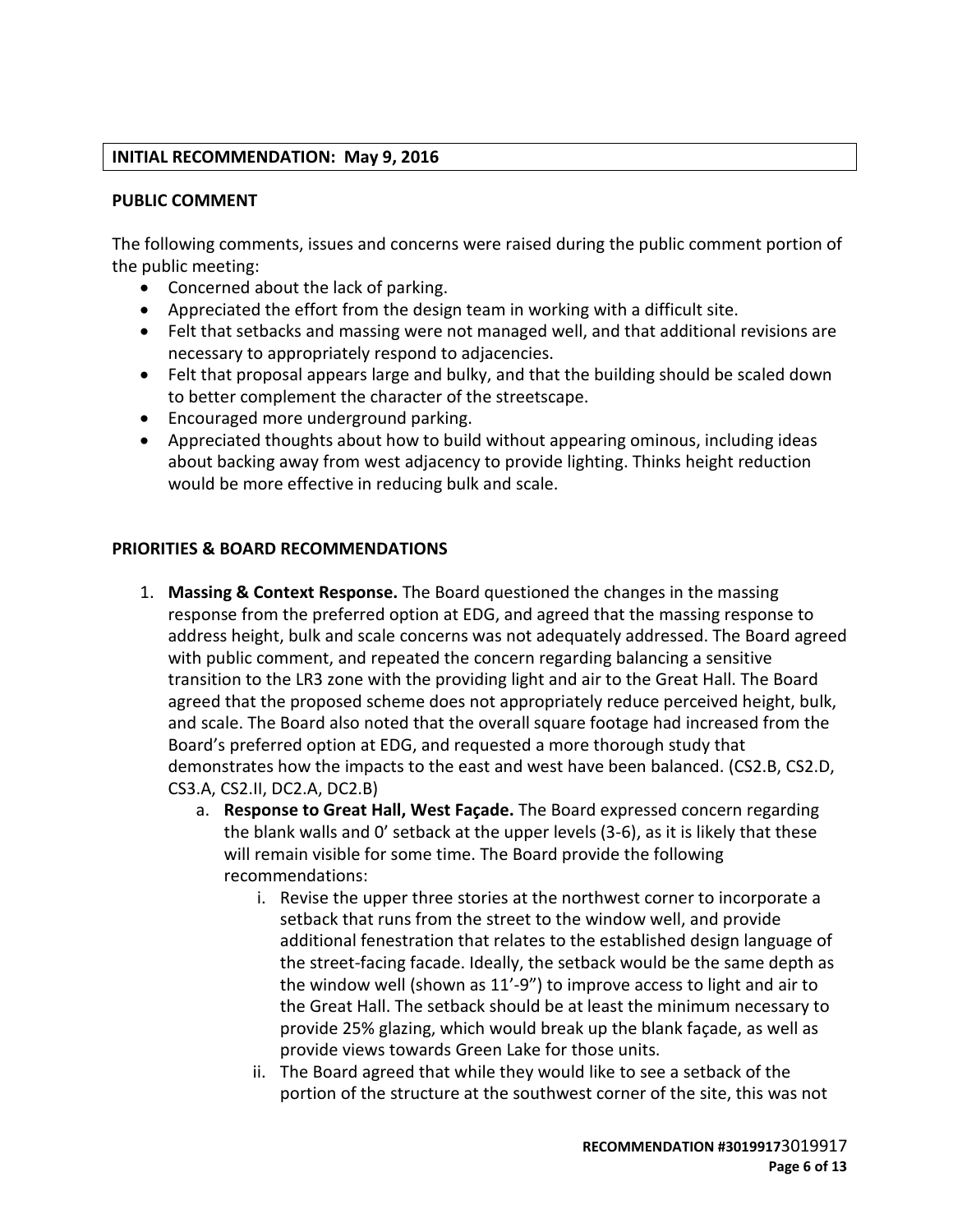**INITIAL RECOMMENDATION: May 9, 2016**

**PUBLIC COMMENT**

The following comments, issues and concerns were raised during the public comment portion of the public meeting:

- Concerned about the lack of parking.
- Appreciated the effort from the design team in working with a difficult site.
- Felt that setbacks and massing were not managed well, and that additional revisions are necessary to appropriately respond to adjacencies.
- Felt that proposal appears large and bulky, and that the building should be scaled down to better complement the character of the streetscape.
- Encouraged more underground parking.
- Appreciated thoughts about how to build without appearing ominous, including ideas about backing away from west adjacency to provide lighting. Thinks height reduction would be more effective in reducing bulk and scale.

**PRIORITIES & BOARD RECOMMENDATIONS**

1. **Massing & Context Response.** The Board questioned the changes in the massing response from the preferred option at EDG, and agreed that the massing response to address height, bulk and scale concerns was not adequately addressed. The Board agreed with public comment, and repeated the concern regarding balancing a sensitive transition to the LR3 zone with the providing light and air to the Great Hall. The Board agreed that the proposed scheme does not appropriately reduce perceived height, bulk, and scale. The Board also noted that the overall square footage had increased from the Board's preferred option at EDG, and requested a more thorough study that demonstrates how the impacts to the east and west have been balanced. (CS2.B, CS2.D, CS3.A, CS2.II, DC2.A, DC2.B)
   a. **Response to Great Hall, West Façade.** The Board expressed concern regarding the blank walls and 0' setback at the upper levels (3-6), as it is likely that these will remain visible for some time. The Board provide the following recommendations:
      i. Revise the upper three stories at the northwest corner to incorporate a setback that runs from the street to the window well, and provide additional fenestration that relates to the established design language of the street-facing facade. Ideally, the setback would be the same depth as the window well (shown as 11'-9") to improve access to light and air to the Great Hall. The setback should be at least the minimum necessary to provide 25% glazing, which would break up the blank façade, as well as provide views towards Green Lake for those units.
      ii. The Board agreed that while they would like to see a setback of the portion of the structure at the southwest corner of the site, this was not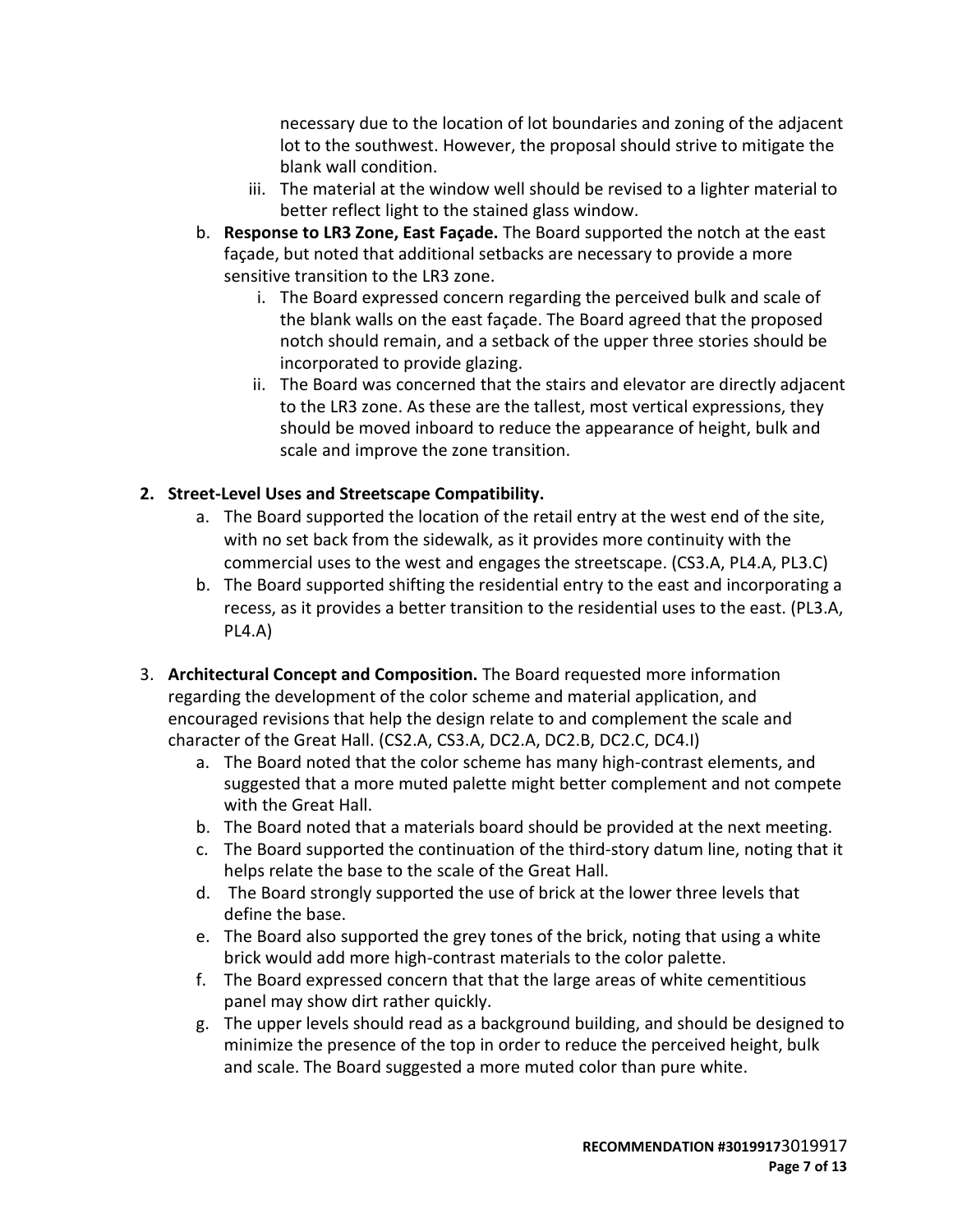necessary due to the location of lot boundaries and zoning of the adjacent lot to the southwest. However, the proposal should strive to mitigate the blank wall condition.

   iii. The material at the window well should be revised to a lighter material to better reflect light to the stained glass window.

b. **Response to LR3 Zone, East Façade.** The Board supported the notch at the east façade, but noted that additional setbacks are necessary to provide a more sensitive transition to the LR3 zone.

   i. The Board expressed concern regarding the perceived bulk and scale of the blank walls on the east façade. The Board agreed that the proposed notch should remain, and a setback of the upper three stories should be incorporated to provide glazing.

   ii. The Board was concerned that the stairs and elevator are directly adjacent to the LR3 zone. As these are the tallest, most vertical expressions, they should be moved inboard to reduce the appearance of height, bulk and scale and improve the zone transition.

**2. Street-Level Uses and Streetscape Compatibility.**

a. The Board supported the location of the retail entry at the west end of the site, with no set back from the sidewalk, as it provides more continuity with the commercial uses to the west and engages the streetscape. (CS3.A, PL4.A, PL3.C)

b. The Board supported shifting the residential entry to the east and incorporating a recess, as it provides a better transition to the residential uses to the east. (PL3.A, PL4.A)

3. **Architectural Concept and Composition.** The Board requested more information regarding the development of the color scheme and material application, and encouraged revisions that help the design relate to and complement the scale and character of the Great Hall. (CS2.A, CS3.A, DC2.A, DC2.B, DC2.C, DC4.I)

a. The Board noted that the color scheme has many high-contrast elements, and suggested that a more muted palette might better complement and not compete with the Great Hall.

b. The Board noted that a materials board should be provided at the next meeting.

c. The Board supported the continuation of the third-story datum line, noting that it helps relate the base to the scale of the Great Hall.

d. The Board strongly supported the use of brick at the lower three levels that define the base.

e. The Board also supported the grey tones of the brick, noting that using a white brick would add more high-contrast materials to the color palette.

f. The Board expressed concern that that the large areas of white cementitious panel may show dirt rather quickly.

g. The upper levels should read as a background building, and should be designed to minimize the presence of the top in order to reduce the perceived height, bulk and scale. The Board suggested a more muted color than pure white.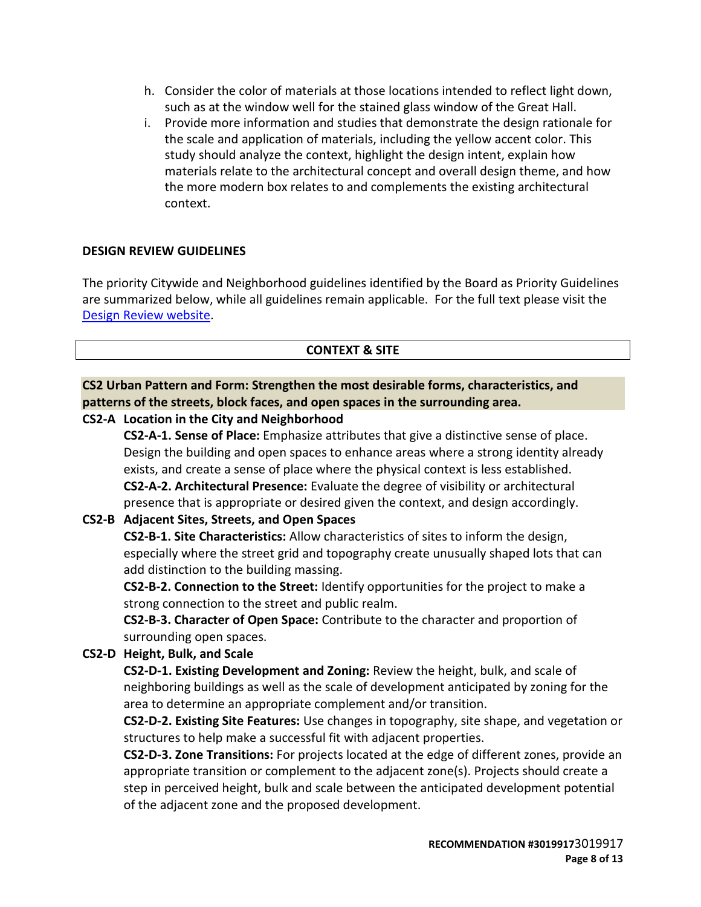h. Consider the color of materials at those locations intended to reflect light down, such as at the window well for the stained glass window of the Great Hall.
i. Provide more information and studies that demonstrate the design rationale for the scale and application of materials, including the yellow accent color. This study should analyze the context, highlight the design intent, explain how materials relate to the architectural concept and overall design theme, and how the more modern box relates to and complements the existing architectural context.

## DESIGN REVIEW GUIDELINES

The priority Citywide and Neighborhood guidelines identified by the Board as Priority Guidelines are summarized below, while all guidelines remain applicable. For the full text please visit the Design Review website.

### CONTEXT & SITE

**CS2 Urban Pattern and Form: Strengthen the most desirable forms, characteristics, and patterns of the streets, block faces, and open spaces in the surrounding area.**

**CS2-A Location in the City and Neighborhood**

**CS2-A-1. Sense of Place:** Emphasize attributes that give a distinctive sense of place. Design the building and open spaces to enhance areas where a strong identity already exists, and create a sense of place where the physical context is less established.

**CS2-A-2. Architectural Presence:** Evaluate the degree of visibility or architectural presence that is appropriate or desired given the context, and design accordingly.

**CS2-B Adjacent Sites, Streets, and Open Spaces**

**CS2-B-1. Site Characteristics:** Allow characteristics of sites to inform the design, especially where the street grid and topography create unusually shaped lots that can add distinction to the building massing.

**CS2-B-2. Connection to the Street:** Identify opportunities for the project to make a strong connection to the street and public realm.

**CS2-B-3. Character of Open Space:** Contribute to the character and proportion of surrounding open spaces.

**CS2-D Height, Bulk, and Scale**

**CS2-D-1. Existing Development and Zoning:** Review the height, bulk, and scale of neighboring buildings as well as the scale of development anticipated by zoning for the area to determine an appropriate complement and/or transition.

**CS2-D-2. Existing Site Features:** Use changes in topography, site shape, and vegetation or structures to help make a successful fit with adjacent properties.

**CS2-D-3. Zone Transitions:** For projects located at the edge of different zones, provide an appropriate transition or complement to the adjacent zone(s). Projects should create a step in perceived height, bulk and scale between the anticipated development potential of the adjacent zone and the proposed development.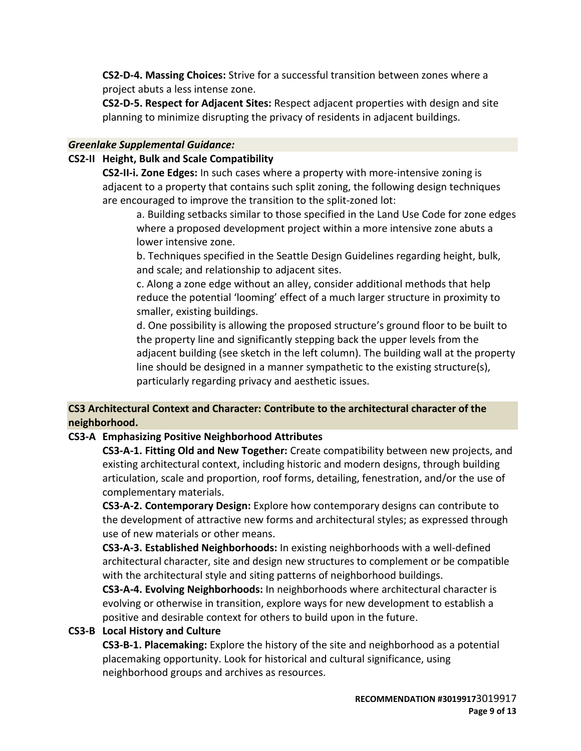**CS2-D-4. Massing Choices:** Strive for a successful transition between zones where a project abuts a less intense zone.

**CS2-D-5. Respect for Adjacent Sites:** Respect adjacent properties with design and site planning to minimize disrupting the privacy of residents in adjacent buildings.

***Greenlake Supplemental Guidance:***

**CS2-II Height, Bulk and Scale Compatibility**

**CS2-II-i. Zone Edges:** In such cases where a property with more-intensive zoning is adjacent to a property that contains such split zoning, the following design techniques are encouraged to improve the transition to the split-zoned lot:

a. Building setbacks similar to those specified in the Land Use Code for zone edges where a proposed development project within a more intensive zone abuts a lower intensive zone.

b. Techniques specified in the Seattle Design Guidelines regarding height, bulk, and scale; and relationship to adjacent sites.

c. Along a zone edge without an alley, consider additional methods that help reduce the potential 'looming' effect of a much larger structure in proximity to smaller, existing buildings.

d. One possibility is allowing the proposed structure's ground floor to be built to the property line and significantly stepping back the upper levels from the adjacent building (see sketch in the left column). The building wall at the property line should be designed in a manner sympathetic to the existing structure(s), particularly regarding privacy and aesthetic issues.

## CS3 Architectural Context and Character: Contribute to the architectural character of the neighborhood.

**CS3-A Emphasizing Positive Neighborhood Attributes**

**CS3-A-1. Fitting Old and New Together:** Create compatibility between new projects, and existing architectural context, including historic and modern designs, through building articulation, scale and proportion, roof forms, detailing, fenestration, and/or the use of complementary materials.

**CS3-A-2. Contemporary Design:** Explore how contemporary designs can contribute to the development of attractive new forms and architectural styles; as expressed through use of new materials or other means.

**CS3-A-3. Established Neighborhoods:** In existing neighborhoods with a well-defined architectural character, site and design new structures to complement or be compatible with the architectural style and siting patterns of neighborhood buildings.

**CS3-A-4. Evolving Neighborhoods:** In neighborhoods where architectural character is evolving or otherwise in transition, explore ways for new development to establish a positive and desirable context for others to build upon in the future.

**CS3-B Local History and Culture**

**CS3-B-1. Placemaking:** Explore the history of the site and neighborhood as a potential placemaking opportunity. Look for historical and cultural significance, using neighborhood groups and archives as resources.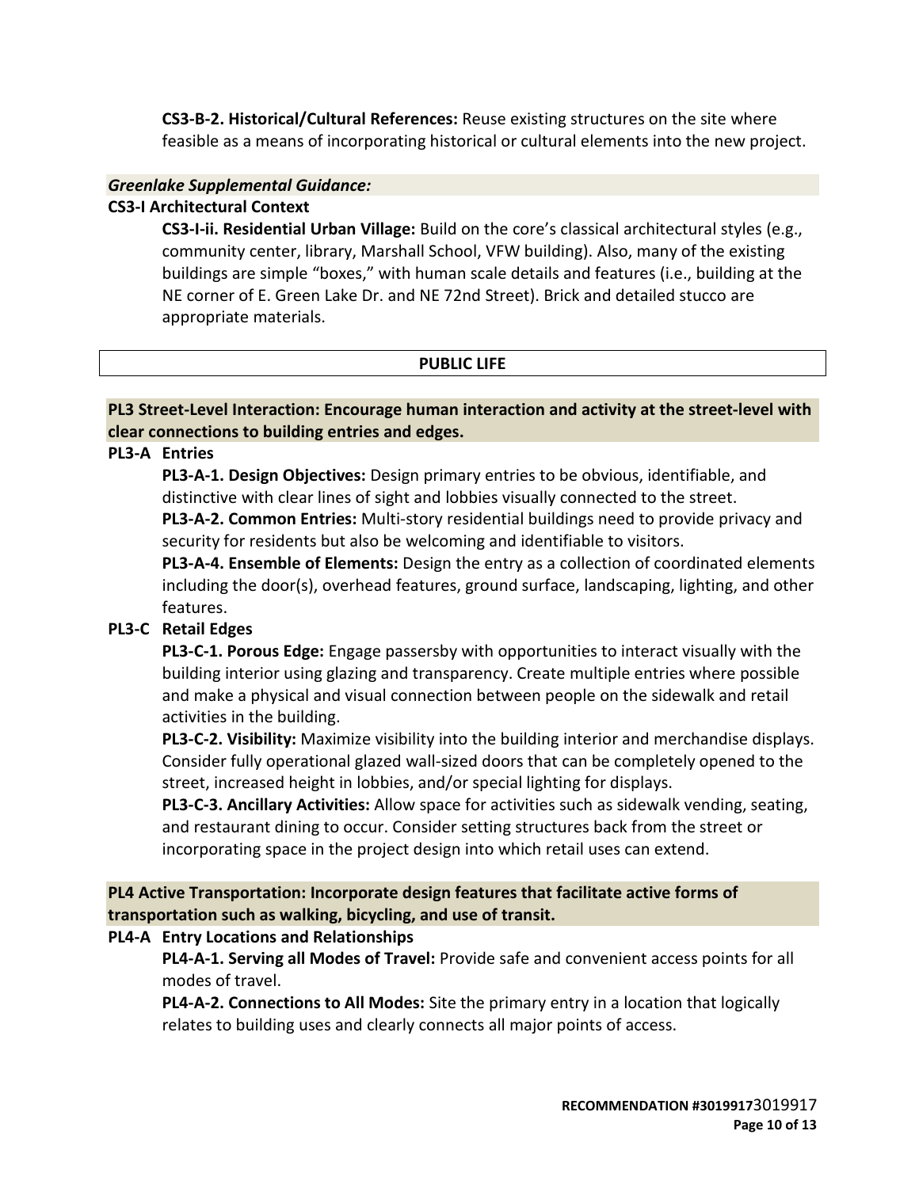**CS3-B-2. Historical/Cultural References:** Reuse existing structures on the site where feasible as a means of incorporating historical or cultural elements into the new project.

***Greenlake Supplemental Guidance:***

**CS3-I Architectural Context**

**CS3-I-ii. Residential Urban Village:** Build on the core's classical architectural styles (e.g., community center, library, Marshall School, VFW building). Also, many of the existing buildings are simple "boxes," with human scale details and features (i.e., building at the NE corner of E. Green Lake Dr. and NE 72nd Street). Brick and detailed stucco are appropriate materials.

## PUBLIC LIFE

**PL3 Street-Level Interaction: Encourage human interaction and activity at the street-level with clear connections to building entries and edges.**

**PL3-A Entries**

**PL3-A-1. Design Objectives:** Design primary entries to be obvious, identifiable, and distinctive with clear lines of sight and lobbies visually connected to the street.

**PL3-A-2. Common Entries:** Multi-story residential buildings need to provide privacy and security for residents but also be welcoming and identifiable to visitors.

**PL3-A-4. Ensemble of Elements:** Design the entry as a collection of coordinated elements including the door(s), overhead features, ground surface, landscaping, lighting, and other features.

**PL3-C Retail Edges**

**PL3-C-1. Porous Edge:** Engage passersby with opportunities to interact visually with the building interior using glazing and transparency. Create multiple entries where possible and make a physical and visual connection between people on the sidewalk and retail activities in the building.

**PL3-C-2. Visibility:** Maximize visibility into the building interior and merchandise displays. Consider fully operational glazed wall-sized doors that can be completely opened to the street, increased height in lobbies, and/or special lighting for displays.

**PL3-C-3. Ancillary Activities:** Allow space for activities such as sidewalk vending, seating, and restaurant dining to occur. Consider setting structures back from the street or incorporating space in the project design into which retail uses can extend.

**PL4 Active Transportation: Incorporate design features that facilitate active forms of transportation such as walking, bicycling, and use of transit.**

**PL4-A Entry Locations and Relationships**

**PL4-A-1. Serving all Modes of Travel:** Provide safe and convenient access points for all modes of travel.

**PL4-A-2. Connections to All Modes:** Site the primary entry in a location that logically relates to building uses and clearly connects all major points of access.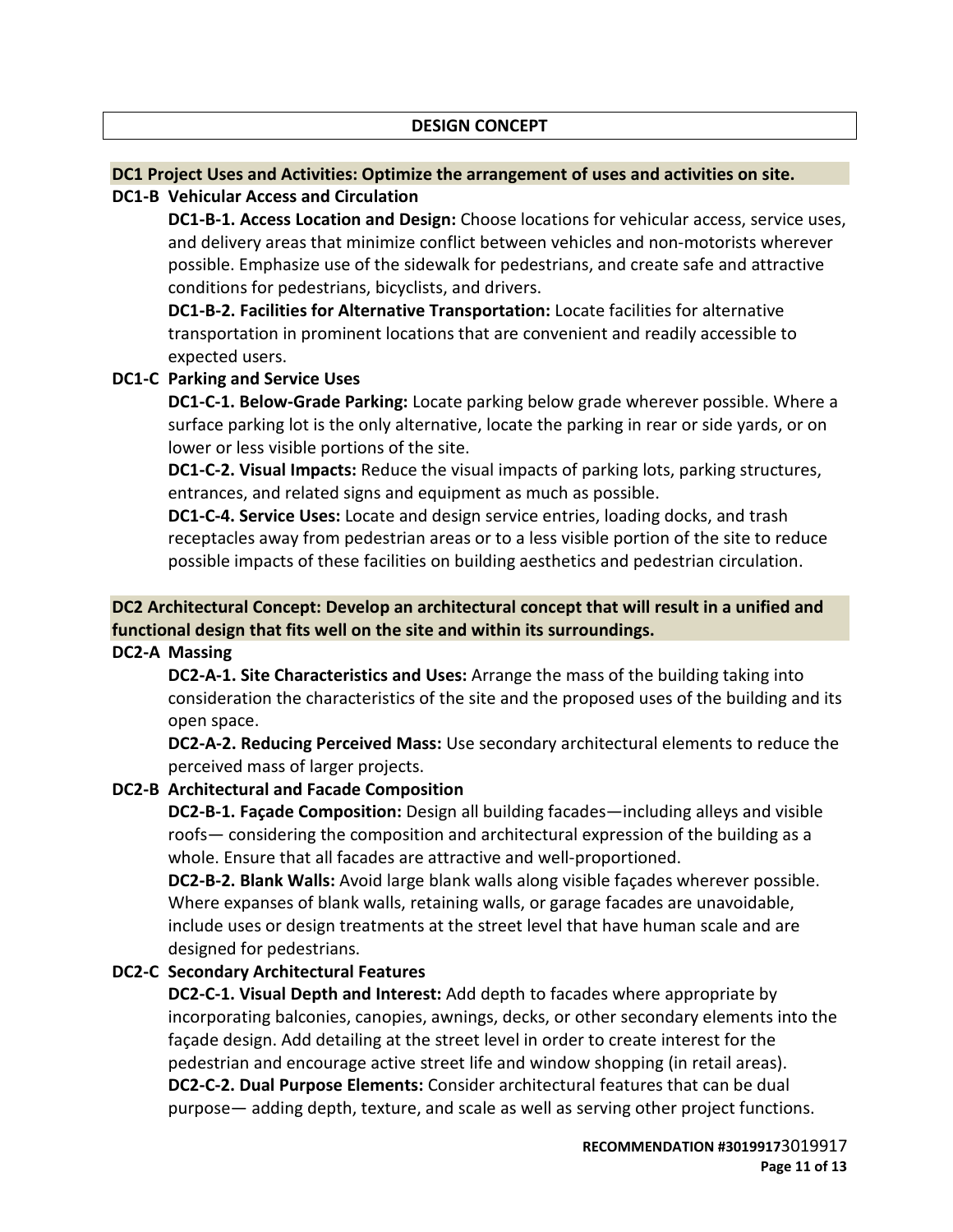## DESIGN CONCEPT

### DC1 Project Uses and Activities: Optimize the arrangement of uses and activities on site.

**DC1-B Vehicular Access and Circulation**

**DC1-B-1. Access Location and Design:** Choose locations for vehicular access, service uses, and delivery areas that minimize conflict between vehicles and non-motorists wherever possible. Emphasize use of the sidewalk for pedestrians, and create safe and attractive conditions for pedestrians, bicyclists, and drivers.

**DC1-B-2. Facilities for Alternative Transportation:** Locate facilities for alternative transportation in prominent locations that are convenient and readily accessible to expected users.

**DC1-C Parking and Service Uses**

**DC1-C-1. Below-Grade Parking:** Locate parking below grade wherever possible. Where a surface parking lot is the only alternative, locate the parking in rear or side yards, or on lower or less visible portions of the site.

**DC1-C-2. Visual Impacts:** Reduce the visual impacts of parking lots, parking structures, entrances, and related signs and equipment as much as possible.

**DC1-C-4. Service Uses:** Locate and design service entries, loading docks, and trash receptacles away from pedestrian areas or to a less visible portion of the site to reduce possible impacts of these facilities on building aesthetics and pedestrian circulation.

### DC2 Architectural Concept: Develop an architectural concept that will result in a unified and functional design that fits well on the site and within its surroundings.

**DC2-A Massing**

**DC2-A-1. Site Characteristics and Uses:** Arrange the mass of the building taking into consideration the characteristics of the site and the proposed uses of the building and its open space.

**DC2-A-2. Reducing Perceived Mass:** Use secondary architectural elements to reduce the perceived mass of larger projects.

**DC2-B Architectural and Facade Composition**

**DC2-B-1. Façade Composition:** Design all building facades—including alleys and visible roofs— considering the composition and architectural expression of the building as a whole. Ensure that all facades are attractive and well-proportioned.

**DC2-B-2. Blank Walls:** Avoid large blank walls along visible façades wherever possible. Where expanses of blank walls, retaining walls, or garage facades are unavoidable, include uses or design treatments at the street level that have human scale and are designed for pedestrians.

**DC2-C Secondary Architectural Features**

**DC2-C-1. Visual Depth and Interest:** Add depth to facades where appropriate by incorporating balconies, canopies, awnings, decks, or other secondary elements into the façade design. Add detailing at the street level in order to create interest for the pedestrian and encourage active street life and window shopping (in retail areas).

**DC2-C-2. Dual Purpose Elements:** Consider architectural features that can be dual purpose— adding depth, texture, and scale as well as serving other project functions.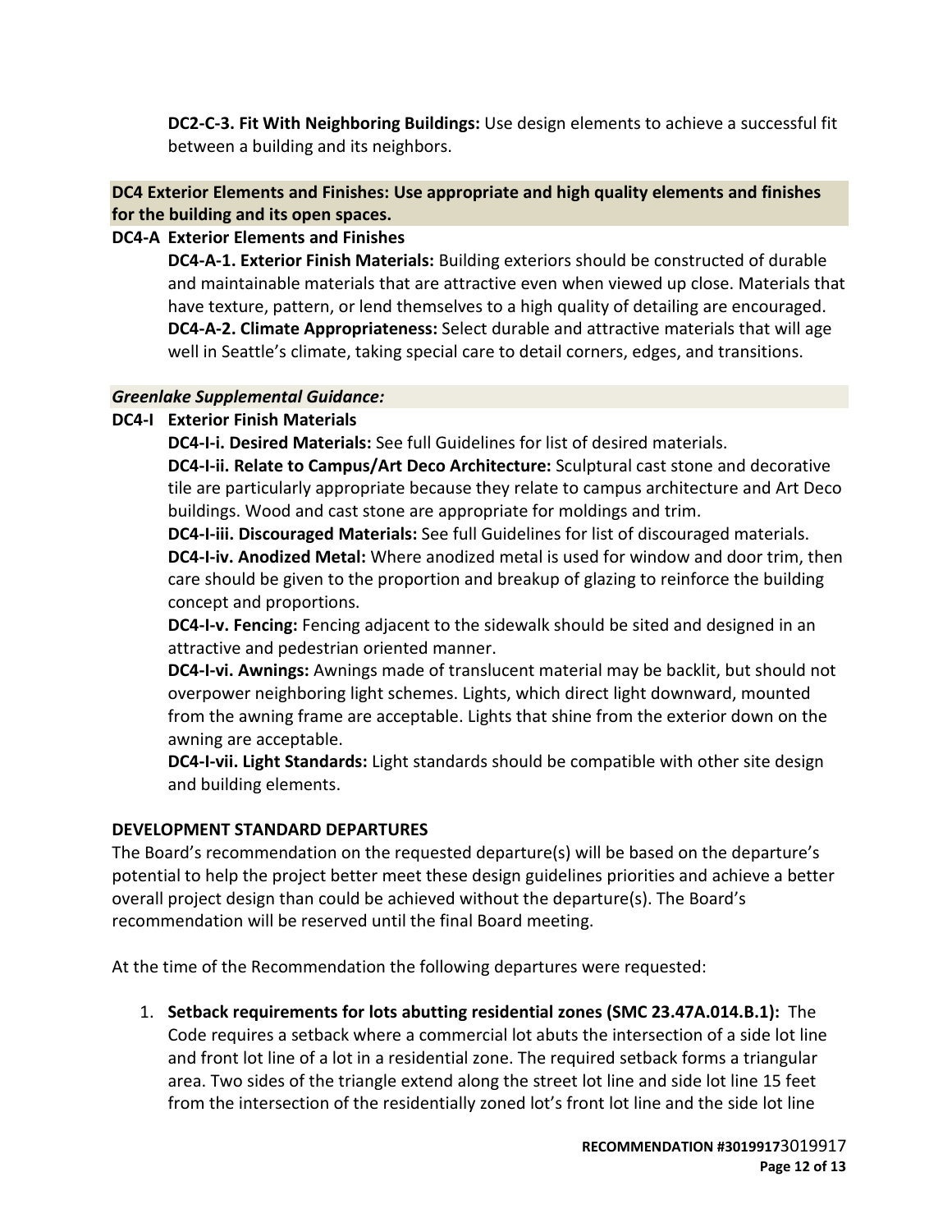**DC2-C-3. Fit With Neighboring Buildings:** Use design elements to achieve a successful fit between a building and its neighbors.

**DC4 Exterior Elements and Finishes: Use appropriate and high quality elements and finishes for the building and its open spaces.**

**DC4-A Exterior Elements and Finishes**

**DC4-A-1. Exterior Finish Materials:** Building exteriors should be constructed of durable and maintainable materials that are attractive even when viewed up close. Materials that have texture, pattern, or lend themselves to a high quality of detailing are encouraged.
**DC4-A-2. Climate Appropriateness:** Select durable and attractive materials that will age well in Seattle's climate, taking special care to detail corners, edges, and transitions.

***Greenlake Supplemental Guidance:***

**DC4-I Exterior Finish Materials**

**DC4-I-i. Desired Materials:** See full Guidelines for list of desired materials.
**DC4-I-ii. Relate to Campus/Art Deco Architecture:** Sculptural cast stone and decorative tile are particularly appropriate because they relate to campus architecture and Art Deco buildings. Wood and cast stone are appropriate for moldings and trim.
**DC4-I-iii. Discouraged Materials:** See full Guidelines for list of discouraged materials.
**DC4-I-iv. Anodized Metal:** Where anodized metal is used for window and door trim, then care should be given to the proportion and breakup of glazing to reinforce the building concept and proportions.
**DC4-I-v. Fencing:** Fencing adjacent to the sidewalk should be sited and designed in an attractive and pedestrian oriented manner.
**DC4-I-vi. Awnings:** Awnings made of translucent material may be backlit, but should not overpower neighboring light schemes. Lights, which direct light downward, mounted from the awning frame are acceptable. Lights that shine from the exterior down on the awning are acceptable.
**DC4-I-vii. Light Standards:** Light standards should be compatible with other site design and building elements.

**DEVELOPMENT STANDARD DEPARTURES**

The Board's recommendation on the requested departure(s) will be based on the departure's potential to help the project better meet these design guidelines priorities and achieve a better overall project design than could be achieved without the departure(s). The Board's recommendation will be reserved until the final Board meeting.

At the time of the Recommendation the following departures were requested:

1. **Setback requirements for lots abutting residential zones (SMC 23.47A.014.B.1):** The Code requires a setback where a commercial lot abuts the intersection of a side lot line and front lot line of a lot in a residential zone. The required setback forms a triangular area. Two sides of the triangle extend along the street lot line and side lot line 15 feet from the intersection of the residentially zoned lot's front lot line and the side lot line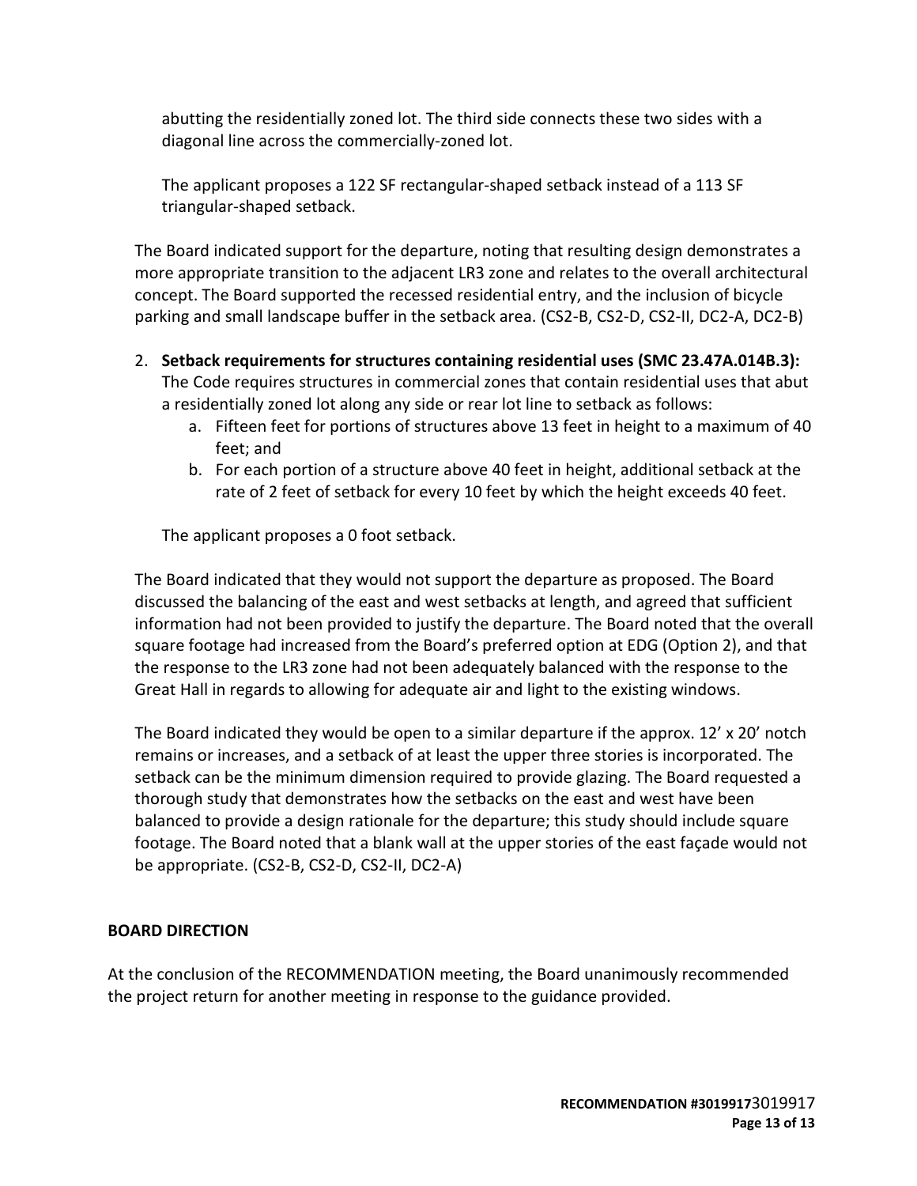abutting the residentially zoned lot. The third side connects these two sides with a diagonal line across the commercially-zoned lot.

The applicant proposes a 122 SF rectangular-shaped setback instead of a 113 SF triangular-shaped setback.

The Board indicated support for the departure, noting that resulting design demonstrates a more appropriate transition to the adjacent LR3 zone and relates to the overall architectural concept. The Board supported the recessed residential entry, and the inclusion of bicycle parking and small landscape buffer in the setback area. (CS2-B, CS2-D, CS2-II, DC2-A, DC2-B)

2. **Setback requirements for structures containing residential uses (SMC 23.47A.014B.3):** The Code requires structures in commercial zones that contain residential uses that abut a residentially zoned lot along any side or rear lot line to setback as follows:
   a. Fifteen feet for portions of structures above 13 feet in height to a maximum of 40 feet; and
   b. For each portion of a structure above 40 feet in height, additional setback at the rate of 2 feet of setback for every 10 feet by which the height exceeds 40 feet.

   The applicant proposes a 0 foot setback.

The Board indicated that they would not support the departure as proposed. The Board discussed the balancing of the east and west setbacks at length, and agreed that sufficient information had not been provided to justify the departure. The Board noted that the overall square footage had increased from the Board's preferred option at EDG (Option 2), and that the response to the LR3 zone had not been adequately balanced with the response to the Great Hall in regards to allowing for adequate air and light to the existing windows.

The Board indicated they would be open to a similar departure if the approx. 12' x 20' notch remains or increases, and a setback of at least the upper three stories is incorporated. The setback can be the minimum dimension required to provide glazing. The Board requested a thorough study that demonstrates how the setbacks on the east and west have been balanced to provide a design rationale for the departure; this study should include square footage. The Board noted that a blank wall at the upper stories of the east façade would not be appropriate. (CS2-B, CS2-D, CS2-II, DC2-A)

## BOARD DIRECTION

At the conclusion of the RECOMMENDATION meeting, the Board unanimously recommended the project return for another meeting in response to the guidance provided.